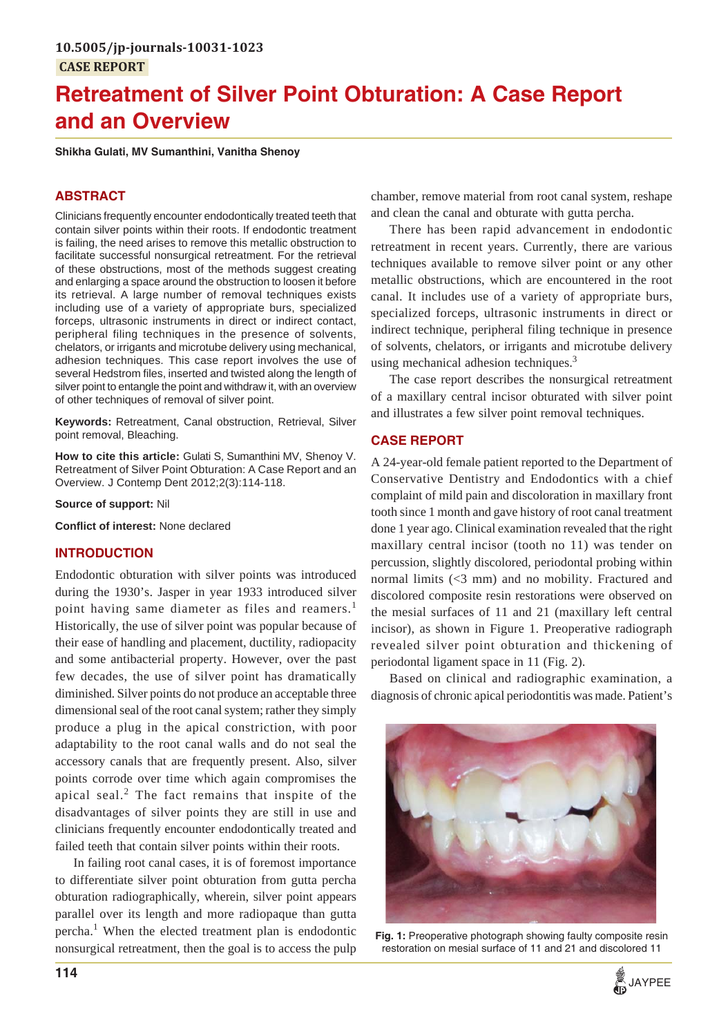10.5005/jp-journals-10031-1023

CASE REPORT

# Retreatment of Silver Point Obturation: A Case Report and an Overview

**Shikha Gulati, MV Sumanthini, Vanitha Shenoy**

## ABSTRACT

Clinicians frequently encounter endodontically treated teeth that contain silver points within their roots. If endodontic treatment is failing, the need arises to remove this metallic obstruction to facilitate successful nonsurgical retreatment. For the retrieval of these obstructions, most of the methods suggest creating and enlarging a space around the obstruction to loosen it before its retrieval. A large number of removal techniques exists including use of a variety of appropriate burs, specialized forceps, ultrasonic instruments in direct or indirect contact, peripheral filing techniques in the presence of solvents, chelators, or irrigants and microtube delivery using mechanical, adhesion techniques. This case report involves the use of several Hedstrom files, inserted and twisted along the length of silver point to entangle the point and withdraw it, with an overview of other techniques of removal of silver point.

**Keywords:** Retreatment, Canal obstruction, Retrieval, Silver point removal, Bleaching.

**How to cite this article:** Gulati S, Sumanthini MV, Shenoy V. Retreatment of Silver Point Obturation: A Case Report and an Overview. J Contemp Dent 2012;2(3):114-118.

**Source of support:** Nil

**Conflict of interest:** None declared

## INTRODUCTION

Endodontic obturation with silver points was introduced during the 1930's. Jasper in year 1933 introduced silver point having same diameter as files and reamers.[1] Historically, the use of silver point was popular because of their ease of handling and placement, ductility, radiopacity and some antibacterial property. However, over the past few decades, the use of silver point has dramatically diminished. Silver points do not produce an acceptable three dimensional seal of the root canal system; rather they simply produce a plug in the apical constriction, with poor adaptability to the root canal walls and do not seal the accessory canals that are frequently present. Also, silver points corrode over time which again compromises the apical seal.[2] The fact remains that inspite of the disadvantages of silver points they are still in use and clinicians frequently encounter endodontically treated and failed teeth that contain silver points within their roots.

In failing root canal cases, it is of foremost importance to differentiate silver point obturation from gutta percha obturation radiographically, wherein, silver point appears parallel over its length and more radiopaque than gutta percha.[1] When the elected treatment plan is endodontic nonsurgical retreatment, then the goal is to access the pulp chamber, remove material from root canal system, reshape and clean the canal and obturate with gutta percha.

There has been rapid advancement in endodontic retreatment in recent years. Currently, there are various techniques available to remove silver point or any other metallic obstructions, which are encountered in the root canal. It includes use of a variety of appropriate burs, specialized forceps, ultrasonic instruments in direct or indirect technique, peripheral filing technique in presence of solvents, chelators, or irrigants and microtube delivery using mechanical adhesion techniques.[3]

The case report describes the nonsurgical retreatment of a maxillary central incisor obturated with silver point and illustrates a few silver point removal techniques.

## CASE REPORT

A 24-year-old female patient reported to the Department of Conservative Dentistry and Endodontics with a chief complaint of mild pain and discoloration in maxillary front tooth since 1 month and gave history of root canal treatment done 1 year ago. Clinical examination revealed that the right maxillary central incisor (tooth no 11) was tender on percussion, slightly discolored, periodontal probing within normal limits (<3 mm) and no mobility. Fractured and discolored composite resin restorations were observed on the mesial surfaces of 11 and 21 (maxillary left central incisor), as shown in Figure 1. Preoperative radiograph revealed silver point obturation and thickening of periodontal ligament space in 11 (Fig. 2).

Based on clinical and radiographic examination, a diagnosis of chronic apical periodontitis was made. Patient's

**Fig. 1:** Preoperative photograph showing faulty composite resin restoration on mesial surface of 11 and 21 and discolored 11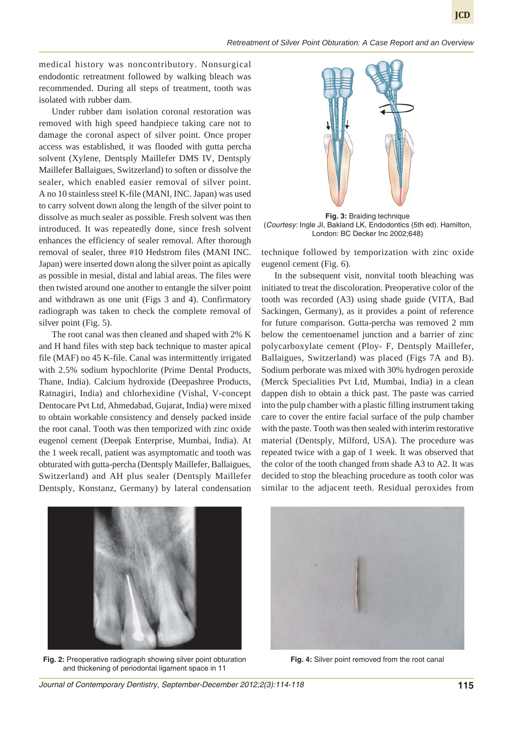medical history was noncontributory. Nonsurgical endodontic retreatment followed by walking bleach was recommended. During all steps of treatment, tooth was isolated with rubber dam.

Under rubber dam isolation coronal restoration was removed with high speed handpiece taking care not to damage the coronal aspect of silver point. Once proper access was established, it was flooded with gutta percha solvent (Xylene, Dentsply Maillefer DMS IV, Dentsply Maillefer Ballaigues, Switzerland) to soften or dissolve the sealer, which enabled easier removal of silver point. A no 10 stainless steel K-file (MANI, INC. Japan) was used to carry solvent down along the length of the silver point to dissolve as much sealer as possible. Fresh solvent was then introduced. It was repeatedly done, since fresh solvent enhances the efficiency of sealer removal. After thorough removal of sealer, three #10 Hedstrom files (MANI INC. Japan) were inserted down along the silver point as apically as possible in mesial, distal and labial areas. The files were then twisted around one another to entangle the silver point and withdrawn as one unit (Figs 3 and 4). Confirmatory radiograph was taken to check the complete removal of silver point (Fig. 5).

The root canal was then cleaned and shaped with 2% K and H hand files with step back technique to master apical file (MAF) no 45 K-file. Canal was intermittently irrigated with 2.5% sodium hypochlorite (Prime Dental Products, Thane, India). Calcium hydroxide (Deepashree Products, Ratnagiri, India) and chlorhexidine (Vishal, V-concept Dentocare Pvt Ltd, Ahmedabad, Gujarat, India) were mixed to obtain workable consistency and densely packed inside the root canal. Tooth was then temporized with zinc oxide eugenol cement (Deepak Enterprise, Mumbai, India). At the 1 week recall, patient was asymptomatic and tooth was obturated with gutta-percha (Dentsply Maillefer, Ballaigues, Switzerland) and AH plus sealer (Dentsply Maillefer Dentsply, Konstanz, Germany) by lateral condensation technique followed by temporization with zinc oxide eugenol cement (Fig. 6).

**Fig. 3:** Braiding technique
(*Courtesy:* Ingle JI, Bakland LK, Endodontics (5th ed). Hamilton, London: BC Decker Inc 2002;648)

In the subsequent visit, nonvital tooth bleaching was initiated to treat the discoloration. Preoperative color of the tooth was recorded (A3) using shade guide (VITA, Bad Sackingen, Germany), as it provides a point of reference for future comparison. Gutta-percha was removed 2 mm below the cementoenamel junction and a barrier of zinc polycarboxylate cement (Ploy- F, Dentsply Maillefer, Ballaigues, Switzerland) was placed (Figs 7A and B). Sodium perborate was mixed with 30% hydrogen peroxide (Merck Specialities Pvt Ltd, Mumbai, India) in a clean dappen dish to obtain a thick past. The paste was carried into the pulp chamber with a plastic filling instrument taking care to cover the entire facial surface of the pulp chamber with the paste. Tooth was then sealed with interim restorative material (Dentsply, Milford, USA). The procedure was repeated twice with a gap of 1 week. It was observed that the color of the tooth changed from shade A3 to A2. It was decided to stop the bleaching procedure as tooth color was similar to the adjacent teeth. Residual peroxides from

**Fig. 2:** Preoperative radiograph showing silver point obturation and thickening of periodontal ligament space in 11

**Fig. 4:** Silver point removed from the root canal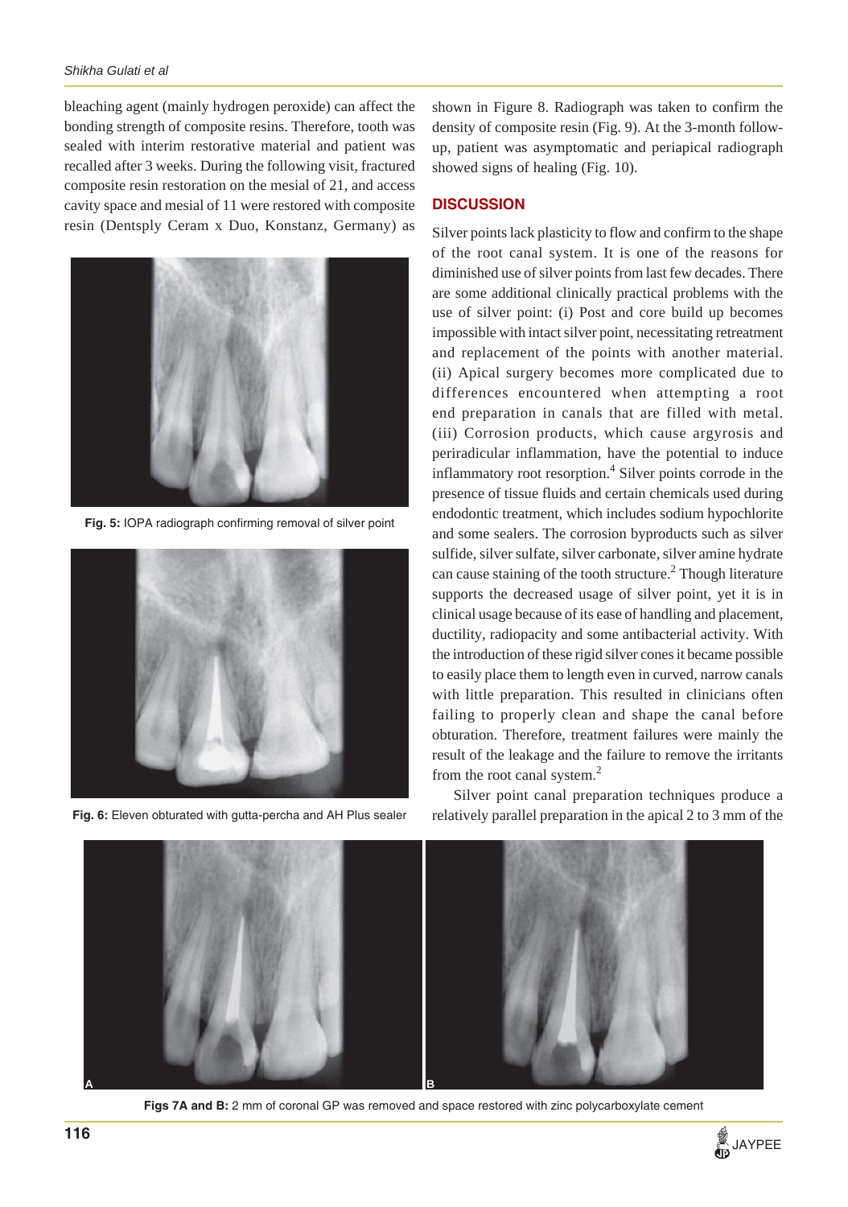bleaching agent (mainly hydrogen peroxide) can affect the bonding strength of composite resins. Therefore, tooth was sealed with interim restorative material and patient was recalled after 3 weeks. During the following visit, fractured composite resin restoration on the mesial of 21, and access cavity space and mesial of 11 were restored with composite resin (Dentsply Ceram x Duo, Konstanz, Germany) as shown in Figure 8. Radiograph was taken to confirm the density of composite resin (Fig. 9). At the 3-month follow-up, patient was asymptomatic and periapical radiograph showed signs of healing (Fig. 10).

**Fig. 5:** IOPA radiograph confirming removal of silver point

**Fig. 6:** Eleven obturated with gutta-percha and AH Plus sealer

## DISCUSSION

Silver points lack plasticity to flow and confirm to the shape of the root canal system. It is one of the reasons for diminished use of silver points from last few decades. There are some additional clinically practical problems with the use of silver point: (i) Post and core build up becomes impossible with intact silver point, necessitating retreatment and replacement of the points with another material. (ii) Apical surgery becomes more complicated due to differences encountered when attempting a root end preparation in canals that are filled with metal. (iii) Corrosion products, which cause argyrosis and periradicular inflammation, have the potential to induce inflammatory root resorption.[4] Silver points corrode in the presence of tissue fluids and certain chemicals used during endodontic treatment, which includes sodium hypochlorite and some sealers. The corrosion byproducts such as silver sulfide, silver sulfate, silver carbonate, silver amine hydrate can cause staining of the tooth structure.[2] Though literature supports the decreased usage of silver point, yet it is in clinical usage because of its ease of handling and placement, ductility, radiopacity and some antibacterial activity. With the introduction of these rigid silver cones it became possible to easily place them to length even in curved, narrow canals with little preparation. This resulted in clinicians often failing to properly clean and shape the canal before obturation. Therefore, treatment failures were mainly the result of the leakage and the failure to remove the irritants from the root canal system.[2]

Silver point canal preparation techniques produce a relatively parallel preparation in the apical 2 to 3 mm of the

**Figs 7A and B:** 2 mm of coronal GP was removed and space restored with zinc polycarboxylate cement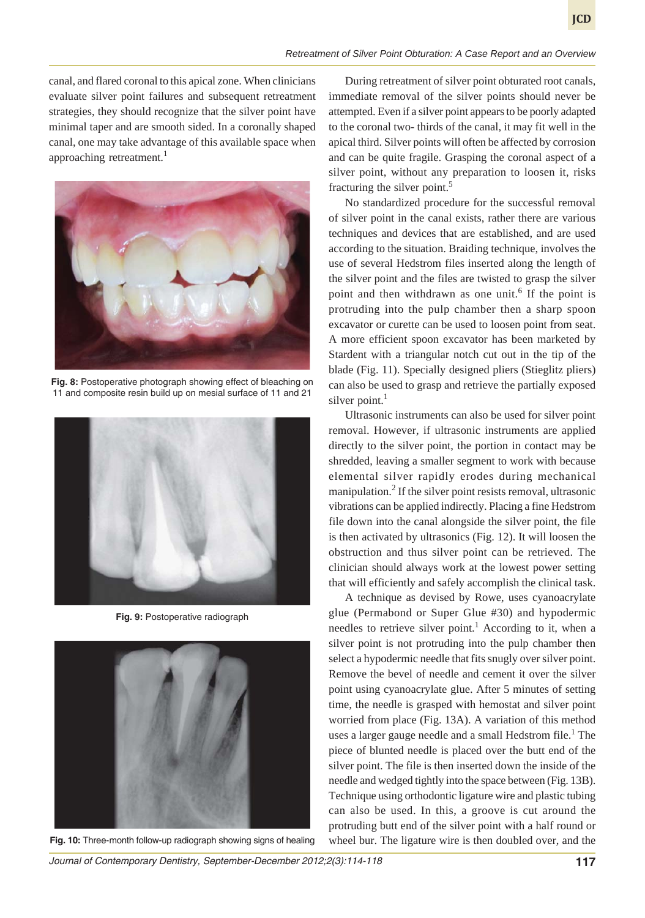canal, and flared coronal to this apical zone. When clinicians evaluate silver point failures and subsequent retreatment strategies, they should recognize that the silver point have minimal taper and are smooth sided. In a coronally shaped canal, one may take advantage of this available space when approaching retreatment.[1]

**Fig. 8:** Postoperative photograph showing effect of bleaching on 11 and composite resin build up on mesial surface of 11 and 21

**Fig. 9:** Postoperative radiograph

**Fig. 10:** Three-month follow-up radiograph showing signs of healing

During retreatment of silver point obturated root canals, immediate removal of the silver points should never be attempted. Even if a silver point appears to be poorly adapted to the coronal two- thirds of the canal, it may fit well in the apical third. Silver points will often be affected by corrosion and can be quite fragile. Grasping the coronal aspect of a silver point, without any preparation to loosen it, risks fracturing the silver point.[5]

No standardized procedure for the successful removal of silver point in the canal exists, rather there are various techniques and devices that are established, and are used according to the situation. Braiding technique, involves the use of several Hedstrom files inserted along the length of the silver point and the files are twisted to grasp the silver point and then withdrawn as one unit.[6] If the point is protruding into the pulp chamber then a sharp spoon excavator or curette can be used to loosen point from seat. A more efficient spoon excavator has been marketed by Stardent with a triangular notch cut out in the tip of the blade (Fig. 11). Specially designed pliers (Stieglitz pliers) can also be used to grasp and retrieve the partially exposed silver point.[1]

Ultrasonic instruments can also be used for silver point removal. However, if ultrasonic instruments are applied directly to the silver point, the portion in contact may be shredded, leaving a smaller segment to work with because elemental silver rapidly erodes during mechanical manipulation.[2] If the silver point resists removal, ultrasonic vibrations can be applied indirectly. Placing a fine Hedstrom file down into the canal alongside the silver point, the file is then activated by ultrasonics (Fig. 12). It will loosen the obstruction and thus silver point can be retrieved. The clinician should always work at the lowest power setting that will efficiently and safely accomplish the clinical task.

A technique as devised by Rowe, uses cyanoacrylate glue (Permabond or Super Glue #30) and hypodermic needles to retrieve silver point.[1] According to it, when a silver point is not protruding into the pulp chamber then select a hypodermic needle that fits snugly over silver point. Remove the bevel of needle and cement it over the silver point using cyanoacrylate glue. After 5 minutes of setting time, the needle is grasped with hemostat and silver point worried from place (Fig. 13A). A variation of this method uses a larger gauge needle and a small Hedstrom file.[1] The piece of blunted needle is placed over the butt end of the silver point. The file is then inserted down the inside of the needle and wedged tightly into the space between (Fig. 13B). Technique using orthodontic ligature wire and plastic tubing can also be used. In this, a groove is cut around the protruding butt end of the silver point with a half round or wheel bur. The ligature wire is then doubled over, and the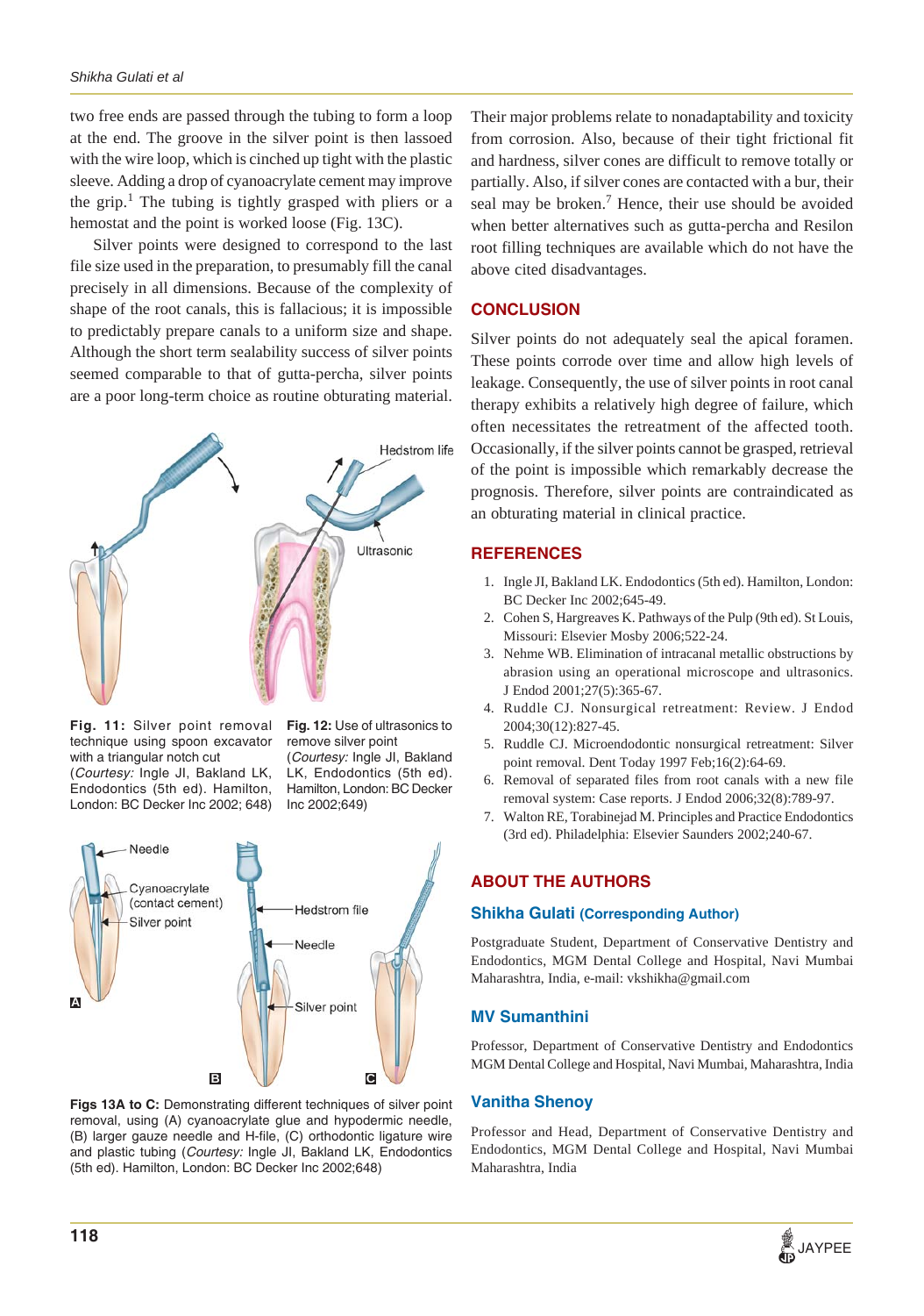two free ends are passed through the tubing to form a loop at the end. The groove in the silver point is then lassoed with the wire loop, which is cinched up tight with the plastic sleeve. Adding a drop of cyanoacrylate cement may improve the grip.[1] The tubing is tightly grasped with pliers or a hemostat and the point is worked loose (Fig. 13C).

Silver points were designed to correspond to the last file size used in the preparation, to presumably fill the canal precisely in all dimensions. Because of the complexity of shape of the root canals, this is fallacious; it is impossible to predictably prepare canals to a uniform size and shape. Although the short term sealability success of silver points seemed comparable to that of gutta-percha, silver points are a poor long-term choice as routine obturating material.

**Fig. 11:** Silver point removal technique using spoon excavator with a triangular notch cut (*Courtesy:* Ingle JI, Bakland LK, Endodontics (5th ed). Hamilton, London: BC Decker Inc 2002; 648)

**Fig. 12:** Use of ultrasonics to remove silver point (*Courtesy:* Ingle JI, Bakland LK, Endodontics (5th ed). Hamilton, London: BC Decker Inc 2002;649)

**Figs 13A to C:** Demonstrating different techniques of silver point removal, using (A) cyanoacrylate glue and hypodermic needle, (B) larger gauze needle and H-file, (C) orthodontic ligature wire and plastic tubing (*Courtesy:* Ingle JI, Bakland LK, Endodontics (5th ed). Hamilton, London: BC Decker Inc 2002;648)

Their major problems relate to nonadaptability and toxicity from corrosion. Also, because of their tight frictional fit and hardness, silver cones are difficult to remove totally or partially. Also, if silver cones are contacted with a bur, their seal may be broken.[7] Hence, their use should be avoided when better alternatives such as gutta-percha and Resilon root filling techniques are available which do not have the above cited disadvantages.

## CONCLUSION

Silver points do not adequately seal the apical foramen. These points corrode over time and allow high levels of leakage. Consequently, the use of silver points in root canal therapy exhibits a relatively high degree of failure, which often necessitates the retreatment of the affected tooth. Occasionally, if the silver points cannot be grasped, retrieval of the point is impossible which remarkably decrease the prognosis. Therefore, silver points are contraindicated as an obturating material in clinical practice.

## REFERENCES

1. Ingle JI, Bakland LK. Endodontics (5th ed). Hamilton, London: BC Decker Inc 2002;645-49.
2. Cohen S, Hargreaves K. Pathways of the Pulp (9th ed). St Louis, Missouri: Elsevier Mosby 2006;522-24.
3. Nehme WB. Elimination of intracanal metallic obstructions by abrasion using an operational microscope and ultrasonics. J Endod 2001;27(5):365-67.
4. Ruddle CJ. Nonsurgical retreatment: Review. J Endod 2004;30(12):827-45.
5. Ruddle CJ. Microendodontic nonsurgical retreatment: Silver point removal. Dent Today 1997 Feb;16(2):64-69.
6. Removal of separated files from root canals with a new file removal system: Case reports. J Endod 2006;32(8):789-97.
7. Walton RE, Torabinejad M. Principles and Practice Endodontics (3rd ed). Philadelphia: Elsevier Saunders 2002;240-67.

## ABOUT THE AUTHORS

### Shikha Gulati (Corresponding Author)

Postgraduate Student, Department of Conservative Dentistry and Endodontics, MGM Dental College and Hospital, Navi Mumbai Maharashtra, India, e-mail: vkshikha@gmail.com

### MV Sumanthini

Professor, Department of Conservative Dentistry and Endodontics MGM Dental College and Hospital, Navi Mumbai, Maharashtra, India

### Vanitha Shenoy

Professor and Head, Department of Conservative Dentistry and Endodontics, MGM Dental College and Hospital, Navi Mumbai Maharashtra, India